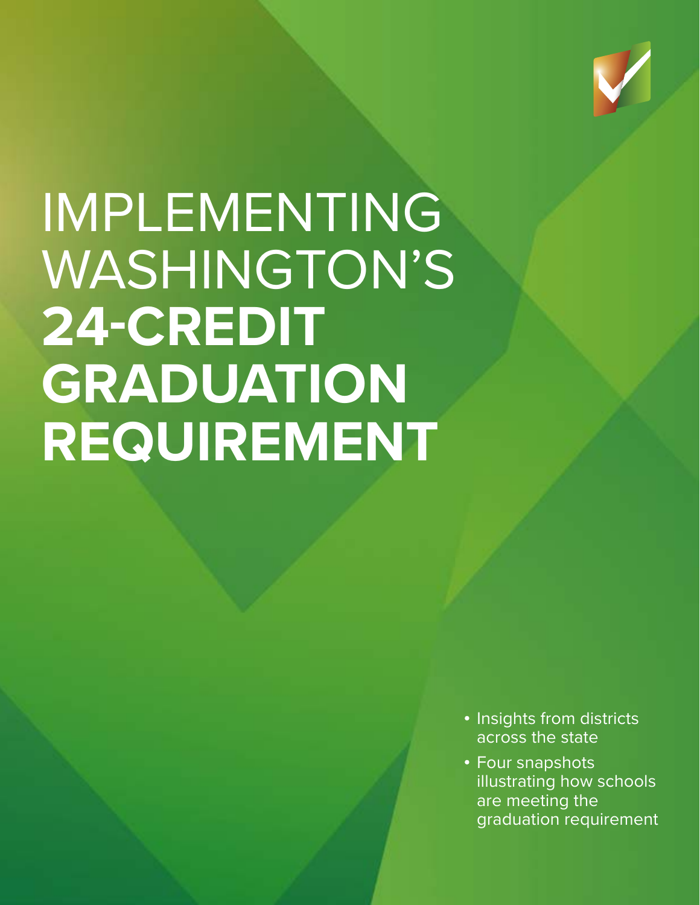# IMPLEMENTING WASHINGTON'S **24-CREDIT GRADUATION REQUIREMENT**

- Insights from districts across the state
- Four snapshots illustrating how schools are meeting the graduation requirement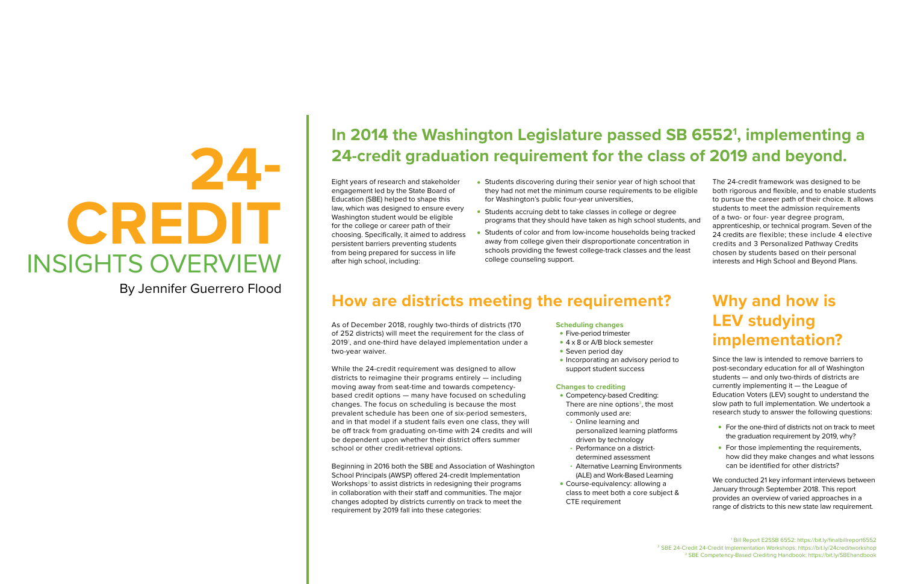# 24-CREDIT INSIGHTS OVERVIEW

By Jennifer Guerrero Flood

## In 2014 the Washington Legislature passed SB 6552[1], implementing a 24-credit graduation requirement for the class of 2019 and beyond.

Eight years of research and stakeholder engagement led by the State Board of Education (SBE) helped to shape this law, which was designed to ensure every Washington student would be eligible for the college or career path of their choosing. Specifically, it aimed to address persistent barriers preventing students from being prepared for success in life after high school, including:

- Students discovering during their senior year of high school that they had not met the minimum course requirements to be eligible for Washington's public four-year universities,
- Students accruing debt to take classes in college or degree programs that they should have taken as high school students, and
- Students of color and from low-income households being tracked away from college given their disproportionate concentration in schools providing the fewest college-track classes and the least college counseling support.

The 24-credit framework was designed to be both rigorous and flexible, and to enable students to pursue the career path of their choice. It allows students to meet the admission requirements of a two- or four- year degree program, apprenticeship, or technical program. Seven of the 24 credits are flexible; these include 4 elective credits and 3 Personalized Pathway Credits chosen by students based on their personal interests and High School and Beyond Plans.

## How are districts meeting the requirement?

As of December 2018, roughly two-thirds of districts (170 of 252 districts) will meet the requirement for the class of 2019[1], and one-third have delayed implementation under a two-year waiver.

While the 24-credit requirement was designed to allow districts to reimagine their programs entirely — including moving away from seat-time and towards competency-based credit options — many have focused on scheduling changes. The focus on scheduling is because the most prevalent schedule has been one of six-period semesters, and in that model if a student fails even one class, they will be off track from graduating on-time with 24 credits and will be dependent upon whether their district offers summer school or other credit-retrieval options.

Beginning in 2016 both the SBE and Association of Washington School Principals (AWSP) offered 24-credit Implementation Workshops[2] to assist districts in redesigning their programs in collaboration with their staff and communities. The major changes adopted by districts currently on track to meet the requirement by 2019 fall into these categories:

**Scheduling changes**

- Five-period trimester
- 4 x 8 or A/B block semester
- Seven period day
- Incorporating an advisory period to support student success

**Changes to crediting**

- Competency-based Crediting: There are nine options[3], the most commonly used are:
  - Online learning and personalized learning platforms driven by technology
  - Performance on a district-determined assessment
  - Alternative Learning Environments (ALE) and Work-Based Learning
- Course-equivalency: allowing a class to meet both a core subject & CTE requirement

## Why and how is LEV studying implementation?

Since the law is intended to remove barriers to post-secondary education for all of Washington students — and only two-thirds of districts are currently implementing it — the League of Education Voters (LEV) sought to understand the slow path to full implementation. We undertook a research study to answer the following questions:

- For the one-third of districts not on track to meet the graduation requirement by 2019, why?
- For those implementing the requirements, how did they make changes and what lessons can be identified for other districts?

We conducted 21 key informant interviews between January through September 2018. This report provides an overview of varied approaches in a range of districts to this new state law requirement.

[1] Bill Report E2SSB 6552: https://bit.ly/finalbillreport6552
[2] SBE 24-Credit 24-Credit Implementation Workshops: https://bit.ly/24creditworkshop
[3] SBE Competency-Based Crediting Handbook: https://bit.ly/SBEhandbook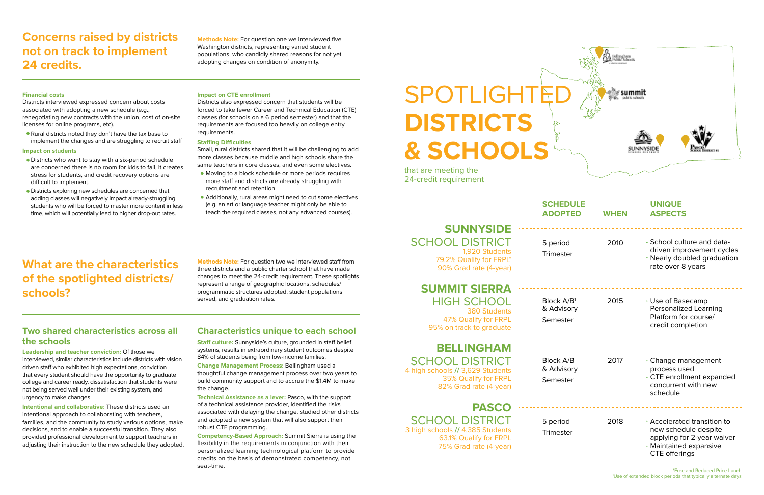## Concerns raised by districts not on track to implement 24 credits.

**Methods Note:** For question one we interviewed five Washington districts, representing varied student populations, who candidly shared reasons for not yet adopting changes on condition of anonymity.

### Financial costs

Districts interviewed expressed concern about costs associated with adopting a new schedule (e.g., renegotiating new contracts with the union, cost of on-site licenses for online programs, etc).

- Rural districts noted they don't have the tax base to implement the changes and are struggling to recruit staff

### Impact on students

- Districts who want to stay with a six-period schedule are concerned there is no room for kids to fail, it creates stress for students, and credit recovery options are difficult to implement.
- Districts exploring new schedules are concerned that adding classes will negatively impact already-struggling students who will be forced to master more content in less time, which will potentially lead to higher drop-out rates.

### Impact on CTE enrollment

Districts also expressed concern that students will be forced to take fewer Career and Technical Education (CTE) classes (for schools on a 6 period semester) and that the requirements are focused too heavily on college entry requirements.

### Staffing Difficulties

Small, rural districts shared that it will be challenging to add more classes because middle and high schools share the same teachers in core classes, and even some electives.

- Moving to a block schedule or more periods requires more staff and districts are already struggling with recruitment and retention.
- Additionally, rural areas might need to cut some electives (e.g. an art or language teacher might only be able to teach the required classes, not any advanced courses).

## What are the characteristics of the spotlighted districts/ schools?

**Methods Note:** For question two we interviewed staff from three districts and a public charter school that have made changes to meet the 24-credit requirement. These spotlights represent a range of geographic locations, schedules/ programmatic structures adopted, student populations served, and graduation rates.

### Two shared characteristics across all the schools

**Leadership and teacher conviction:** Of those we interviewed, similar characteristics include districts with vision driven staff who exhibited high expectations, conviction that every student should have the opportunity to graduate college and career ready, dissatisfaction that students were not being served well under their existing system, and urgency to make changes.

**Intentional and collaborative:** These districts used an intentional approach to collaborating with teachers, families, and the community to study various options, make decisions, and to enable a successful transition. They also provided professional development to support teachers in adjusting their instruction to the new schedule they adopted.

### Characteristics unique to each school

**Staff culture:** Sunnyside's culture, grounded in staff belief systems, results in extraordinary student outcomes despite 84% of students being from low-income families.

**Change Management Process:** Bellingham used a thoughtful change management process over two years to build community support and to accrue the $1.4M to make the change.

**Technical Assistance as a lever:** Pasco, with the support of a technical assistance provider, identified the risks associated with delaying the change, studied other districts and adopted a new system that will also support their robust CTE programming.

**Competency-Based Approach:** Summit Sierra is using the flexibility in the requirements in conjunction with their personalized learning technological platform to provide credits on the basis of demonstrated competency, not seat-time.

# SPOTLIGHTED **DISTRICTS & SCHOOLS**

that are meeting the 24-credit requirement

| District/School | Schedule Adopted | When | Unique Aspects |
|---|---|---|---|
| **SUNNYSIDE** SCHOOL DISTRICT<br>1,920 Students<br>79.2% Qualify for FRPL*<br>90% Grad rate (4-year) | 5 period<br>Trimester | 2010 | · School culture and data-driven improvement cycles<br>· Nearly doubled graduation rate over 8 years |
| **SUMMIT SIERRA** HIGH SCHOOL<br>380 Students<br>47% Qualify for FRPL<br>95% on track to graduate | Block A/B[1] & Advisory<br>Semester | 2015 | · Use of Basecamp Personalized Learning Platform for course/ credit completion |
| **BELLINGHAM** SCHOOL DISTRICT<br>4 high schools // 3,629 Students<br>35% Qualify for FRPL<br>82% Grad rate (4-year) | Block A/B & Advisory<br>Semester | 2017 | · Change management process used<br>· CTE enrollment expanded concurrent with new schedule |
| **PASCO** SCHOOL DISTRICT<br>3 high schools // 4,385 Students<br>63.1% Qualify for FRPL<br>75% Grad rate (4-year) | 5 period<br>Trimester | 2018 | · Accelerated transition to new schedule despite applying for 2-year waiver<br>· Maintained expansive CTE offerings |

*Free and Reduced Price Lunch
[1] Use of extended block periods that typically alternate days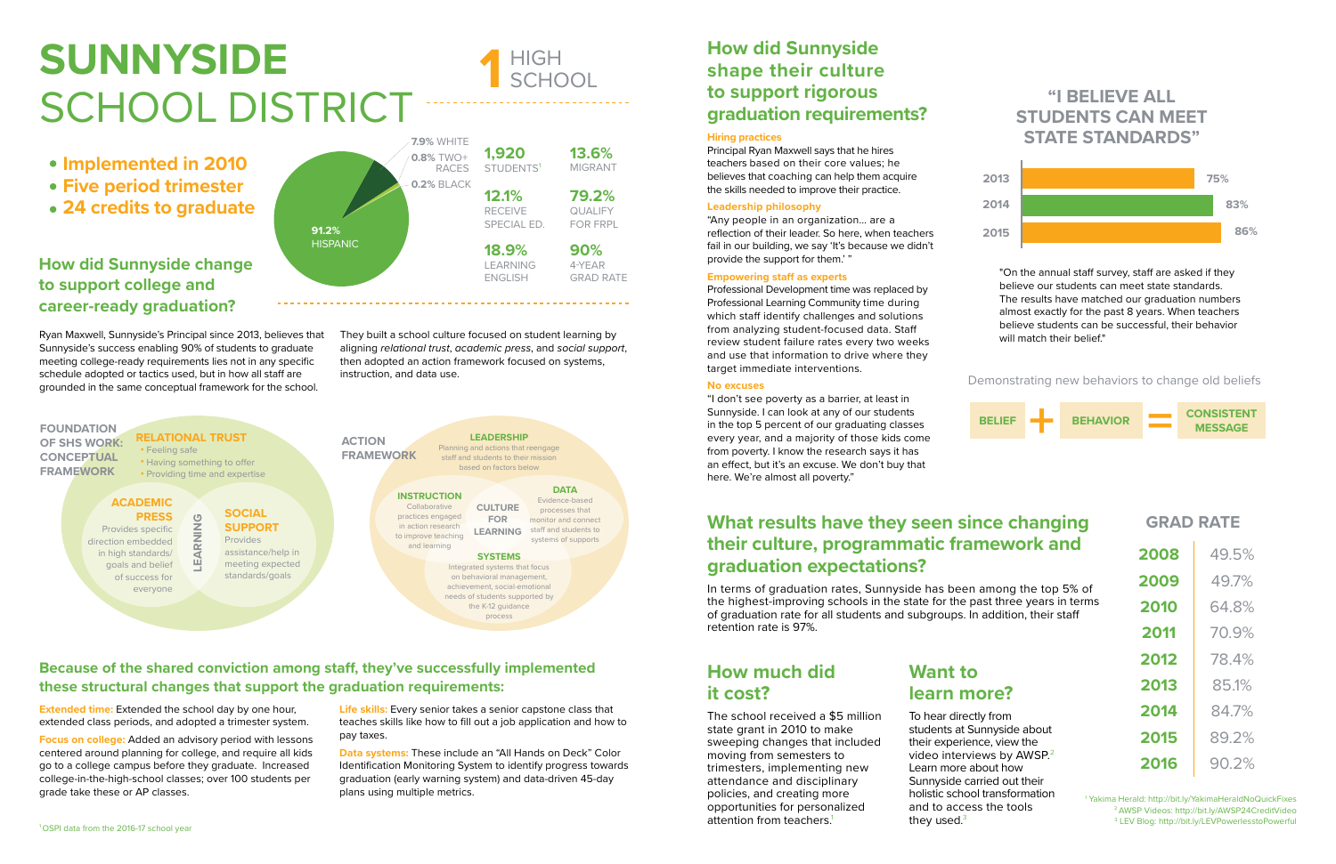# SUNNYSIDE SCHOOL DISTRICT

**1** HIGH SCHOOL

- **Implemented in 2010**
- **Five period trimester**
- **24 credits to graduate**

91.2% HISPANIC | 7.9% WHITE | 0.8% TWO+ RACES | 0.2% BLACK

| | |
|---|---|
| **1,920** STUDENTS[1] | **13.6%** MIGRANT |
| **12.1%** RECEIVE SPECIAL ED. | **79.2%** QUALIFY FOR FRPL |
| **18.9%** LEARNING ENGLISH | **90%** 4-YEAR GRAD RATE |

## How did Sunnyside change to support college and career-ready graduation?

Ryan Maxwell, Sunnyside's Principal since 2013, believes that Sunnyside's success enabling 90% of students to graduate meeting college-ready requirements lies not in any specific schedule adopted or tactics used, but in how all staff are grounded in the same conceptual framework for the school.

They built a school culture focused on student learning by aligning *relational trust*, *academic press*, and *social support*, then adopted an action framework focused on systems, instruction, and data use.

**FOUNDATION OF SHS WORK: CONCEPTUAL FRAMEWORK**

**RELATIONAL TRUST**
- Feeling safe
- Having something to offer
- Providing time and expertise

**ACADEMIC PRESS**
Provides specific direction embedded in high standards/ goals and belief of success for everyone

**LEARNING**

**SOCIAL SUPPORT**
Provides assistance/help in meeting expected standards/goals

**ACTION FRAMEWORK**

**LEADERSHIP**
Planning and actions that reengage staff and students to their mission based on factors below

**INSTRUCTION**
Collaborative practices engaged in action research to improve teaching and learning

**CULTURE FOR LEARNING**

**DATA**
Evidence-based processes that monitor and connect staff and students to systems of supports

**SYSTEMS**
Integrated systems that focus on behavioral management, achievement, social-emotional needs of students supported by the K-12 guidance process

## Because of the shared conviction among staff, they've successfully implemented these structural changes that support the graduation requirements:

**Extended time:** Extended the school day by one hour, extended class periods, and adopted a trimester system.

**Focus on college:** Added an advisory period with lessons centered around planning for college, and require all kids go to a college campus before they graduate. Increased college-in-the-high-school classes; over 100 students per grade take these or AP classes.

**Life skills:** Every senior takes a senior capstone class that teaches skills like how to fill out a job application and how to pay taxes.

**Data systems:** These include an "All Hands on Deck" Color Identification Monitoring System to identify progress towards graduation (early warning system) and data-driven 45-day plans using multiple metrics.

[1] OSPI data from the 2016-17 school year

## How did Sunnyside shape their culture to support rigorous graduation requirements?

**Hiring practices**
Principal Ryan Maxwell says that he hires teachers based on their core values; he believes that coaching can help them acquire the skills needed to improve their practice.

**Leadership philosophy**
"Any people in an organization… are a reflection of their leader. So here, when teachers fail in our building, we say 'It's because we didn't provide the support for them.' "

**Empowering staff as experts**
Professional Development time was replaced by Professional Learning Community time during which staff identify challenges and solutions from analyzing student-focused data. Staff review student failure rates every two weeks and use that information to drive where they target immediate interventions.

**No excuses**
"I don't see poverty as a barrier, at least in Sunnyside. I can look at any of our students in the top 5 percent of our graduating classes every year, and a majority of those kids come from poverty. I know the research says it has an effect, but it's an excuse. We don't buy that here. We're almost all poverty."

### "I BELIEVE ALL STUDENTS CAN MEET STATE STANDARDS"

| Year | % |
|---|---|
| 2013 | 75% |
| 2014 | 83% |
| 2015 | 86% |

"On the annual staff survey, staff are asked if they believe our students can meet state standards. The results have matched our graduation numbers almost exactly for the past 8 years. When teachers believe students can be successful, their behavior will match their belief."

Demonstrating new behaviors to change old beliefs

**BELIEF + BEHAVIOR = CONSISTENT MESSAGE**

## What results have they seen since changing their culture, programmatic framework and graduation expectations?

In terms of graduation rates, Sunnyside has been among the top 5% of the highest-improving schools in the state for the past three years in terms of graduation rate for all students and subgroups. In addition, their staff retention rate is 97%.

### GRAD RATE

| Year | Rate |
|---|---|
| 2008 | 49.5% |
| 2009 | 49.7% |
| 2010 | 64.8% |
| 2011 | 70.9% |
| 2012 | 78.4% |
| 2013 | 85.1% |
| 2014 | 84.7% |
| 2015 | 89.2% |
| 2016 | 90.2% |

## How much did it cost?

The school received a $5 million state grant in 2010 to make sweeping changes that included moving from semesters to trimesters, implementing new attendance and disciplinary policies, and creating more opportunities for personalized attention from teachers.[1]

## Want to learn more?

To hear directly from students at Sunnyside about their experience, view the video interviews by AWSP.[2] Learn more about how Sunnyside carried out their holistic school transformation and to access the tools they used.[3]

[1] Yakima Herald: http://bit.ly/YakimaHeraldNoQuickFixes
[2] AWSP Videos: http://bit.ly/AWSP24CreditVideo
[3] LEV Blog: http://bit.ly/LEVPowerlesstoPowerful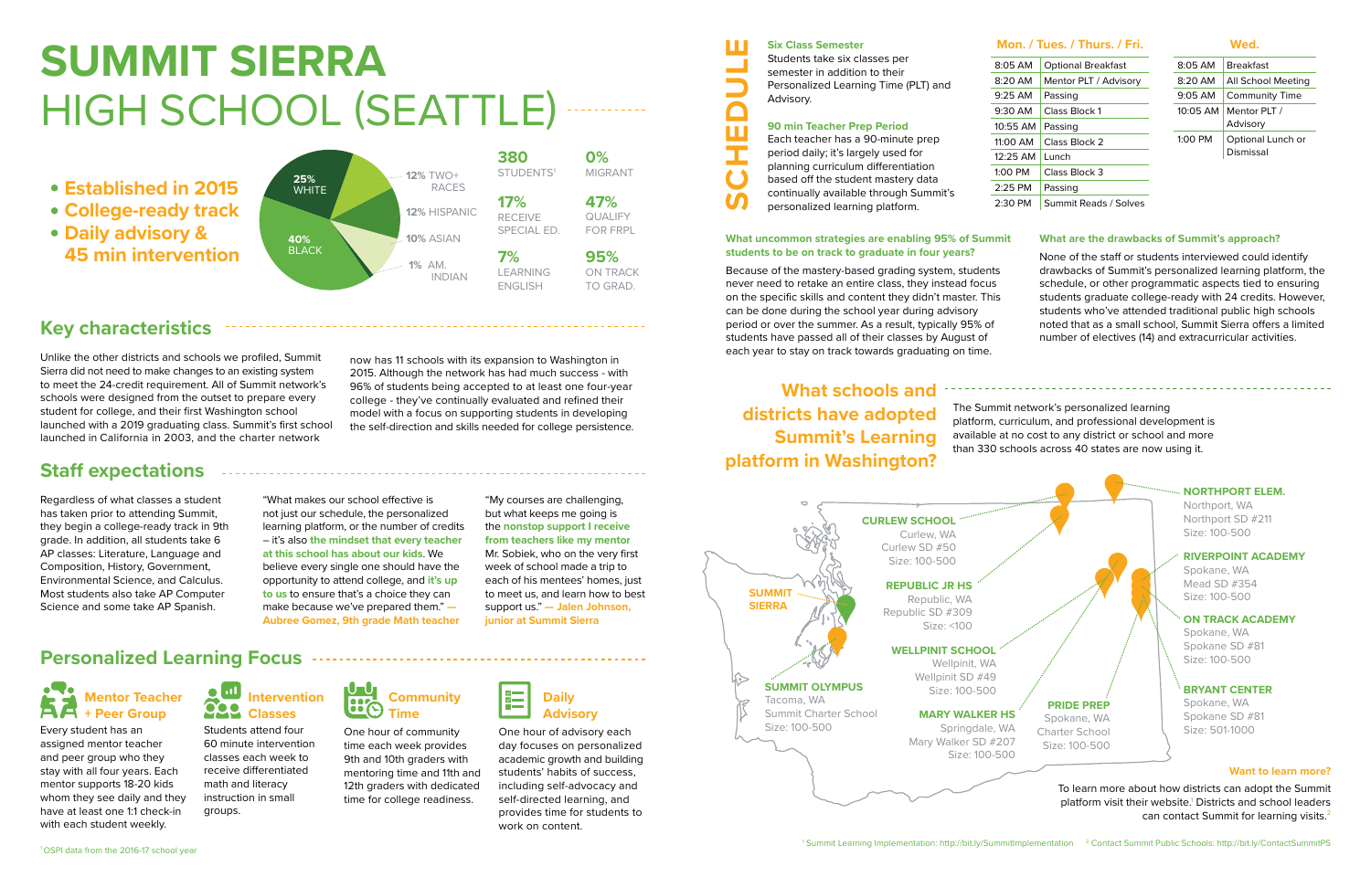# SUMMIT SIERRA HIGH SCHOOL (SEATTLE)

- **Established in 2015**
- **College-ready track**
- **Daily advisory & 45 min intervention**

25% WHITE
40% BLACK
12% TWO+ RACES
12% HISPANIC
10% ASIAN
1% AM. INDIAN

| | |
|---|---|
| **380** STUDENTS[1] | **0%** MIGRANT |
| **17%** RECEIVE SPECIAL ED. | **47%** QUALIFY FOR FRPL |
| **7%** LEARNING ENGLISH | **95%** ON TRACK TO GRAD. |

## Key characteristics

Unlike the other districts and schools we profiled, Summit Sierra did not need to make changes to an existing system to meet the 24-credit requirement. All of Summit network's schools were designed from the outset to prepare every student for college, and their first Washington school launched with a 2019 graduating class. Summit's first school launched in California in 2003, and the charter network now has 11 schools with its expansion to Washington in 2015. Although the network has had much success - with 96% of students being accepted to at least one four-year college - they've continually evaluated and refined their model with a focus on supporting students in developing the self-direction and skills needed for college persistence.

## Staff expectations

Regardless of what classes a student has taken prior to attending Summit, they begin a college-ready track in 9th grade. In addition, all students take 6 AP classes: Literature, Language and Composition, History, Government, Environmental Science, and Calculus. Most students also take AP Computer Science and some take AP Spanish.

"What makes our school effective is not just our schedule, the personalized learning platform, or the number of credits – it's also **the mindset that every teacher at this school has about our kids.** We believe every single one should have the opportunity to attend college, and **it's up to us** to ensure that's a choice they can make because we've prepared them." **— Aubree Gomez, 9th grade Math teacher**

"My courses are challenging, but what keeps me going is the **nonstop support I receive from teachers like my mentor** Mr. Sobiek, who on the very first week of school made a trip to each of his mentees' homes, just to meet us, and learn how to best support us." **— Jalen Johnson, junior at Summit Sierra**

## Personalized Learning Focus

### Mentor Teacher + Peer Group

Every student has an assigned mentor teacher and peer group who they stay with all four years. Each mentor supports 18-20 kids whom they see daily and they have at least one 1:1 check-in with each student weekly.

### Intervention Classes

Students attend four 60 minute intervention classes each week to receive differentiated math and literacy instruction in small groups.

### Community Time

One hour of community time each week provides 9th and 10th graders with mentoring time and 11th and 12th graders with dedicated time for college readiness.

### Daily Advisory

One hour of advisory each day focuses on personalized academic growth and building students' habits of success, including self-advocacy and self-directed learning, and provides time for students to work on content.

## SCHEDULE

**Six Class Semester**
Students take six classes per semester in addition to their Personalized Learning Time (PLT) and Advisory.

**90 min Teacher Prep Period**
Each teacher has a 90-minute prep period daily; it's largely used for planning curriculum differentiation based off the student mastery data continually available through Summit's personalized learning platform.

**Mon. / Tues. / Thurs. / Fri.**

| Time | Activity |
|---|---|
| 8:05 AM | Optional Breakfast |
| 8:20 AM | Mentor PLT / Advisory |
| 9:25 AM | Passing |
| 9:30 AM | Class Block 1 |
| 10:55 AM | Passing |
| 11:00 AM | Class Block 2 |
| 12:25 AM | Lunch |
| 1:00 PM | Class Block 3 |
| 2:25 PM | Passing |
| 2:30 PM | Summit Reads / Solves |

**Wed.**

| Time | Activity |
|---|---|
| 8:05 AM | Breakfast |
| 8:20 AM | All School Meeting |
| 9:05 AM | Community Time |
| 10:05 AM | Mentor PLT / Advisory |
| 1:00 PM | Optional Lunch or Dismissal |

**What uncommon strategies are enabling 95% of Summit students to be on track to graduate in four years?**

Because of the mastery-based grading system, students never need to retake an entire class, they instead focus on the specific skills and content they didn't master. This can be done during the school year during advisory period or over the summer. As a result, typically 95% of students have passed all of their classes by August of each year to stay on track towards graduating on time.

**What are the drawbacks of Summit's approach?**

None of the staff or students interviewed could identify drawbacks of Summit's personalized learning platform, the schedule, or other programmatic aspects tied to ensuring students graduate college-ready with 24 credits. However, students who've attended traditional public high schools noted that as a small school, Summit Sierra offers a limited number of electives (14) and extracurricular activities.

## What schools and districts have adopted Summit's Learning platform in Washington?

The Summit network's personalized learning platform, curriculum, and professional development is available at no cost to any district or school and more than 330 schools across 40 states are now using it.

**SUMMIT SIERRA**

**CURLEW SCHOOL**
Curlew, WA
Curlew SD #50
Size: 100-500

**REPUBLIC JR HS**
Republic, WA
Republic SD #309
Size: <100

**WELLPINIT SCHOOL**
Wellpinit, WA
Wellpinit SD #49
Size: 100-500

**MARY WALKER HS**
Springdale, WA
Mary Walker SD #207
Size: 100-500

**SUMMIT OLYMPUS**
Tacoma, WA
Summit Charter School
Size: 100-500

**PRIDE PREP**
Spokane, WA
Charter School
Size: 100-500

**NORTHPORT ELEM.**
Northport, WA
Northport SD #211
Size: 100-500

**RIVERPOINT ACADEMY**
Spokane, WA
Mead SD #354
Size: 100-500

**ON TRACK ACADEMY**
Spokane, WA
Spokane SD #81
Size: 100-500

**BRYANT CENTER**
Spokane, WA
Spokane SD #81
Size: 501-1000

**Want to learn more?**

To learn more about how districts can adopt the Summit platform visit their website.[1] Districts and school leaders can contact Summit for learning visits.[2]

[1] OSPI data from the 2016-17 school year

[1] Summit Learning Implementation: http://bit.ly/SummitImplementation  [2] Contact Summit Public Schools: http://bit.ly/ContactSummitPS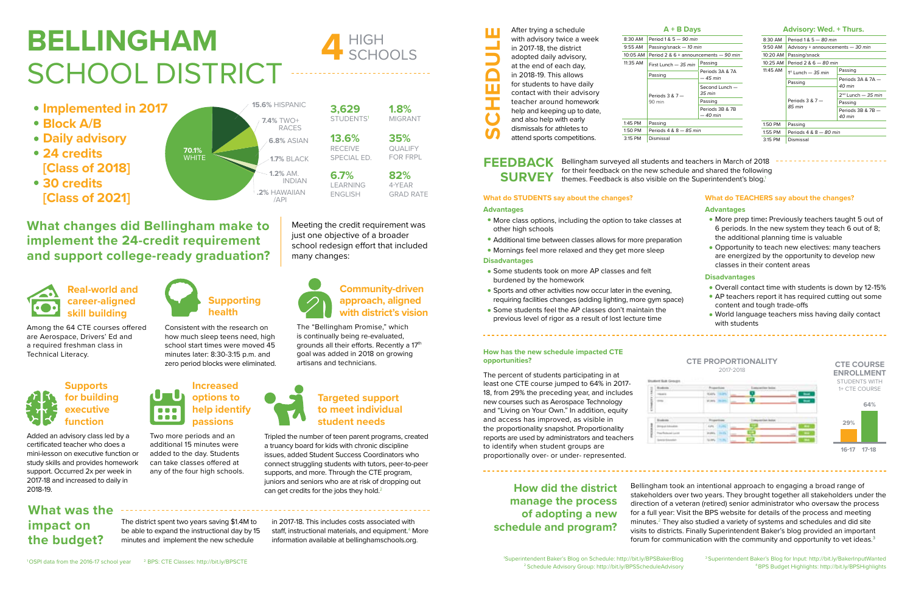# BELLINGHAM SCHOOL DISTRICT

**4 HIGH SCHOOLS**

- **Implemented in 2017**
- **Block A/B**
- **Daily advisory**
- **24 credits [Class of 2018]**
- **30 credits [Class of 2021]**

70.1% WHITE
15.6% HISPANIC
7.4% TWO+ RACES
6.8% ASIAN
1.7% BLACK
1.2% AM. INDIAN
.2% HAWAIIAN /API

**3,629** STUDENTS[1]
**1.8%** MIGRANT
**13.6%** RECEIVE SPECIAL ED.
**35%** QUALIFY FOR FRPL
**6.7%** LEARNING ENGLISH
**82%** 4-YEAR GRAD RATE

## What changes did Bellingham make to implement the 24-credit requirement and support college-ready graduation?

Meeting the credit requirement was just one objective of a broader school redesign effort that included many changes:

### Real-world and career-aligned skill building

Among the 64 CTE courses offered are Aerospace, Drivers' Ed and a required freshman class in Technical Literacy.

### Supporting health

Consistent with the research on how much sleep teens need, high school start times were moved 45 minutes later: 8:30-3:15 p.m. and zero period blocks were eliminated.

### Community-driven approach, aligned with district's vision

The "Bellingham Promise," which is continually being re-evaluated, grounds all their efforts. Recently a 17th goal was added in 2018 on growing artisans and technicians.

### Supports for building executive function

Added an advisory class led by a certificated teacher who does a mini-lesson on executive function or study skills and provides homework support. Occurred 2x per week in 2017-18 and increased to daily in 2018-19.

### Increased options to help identify passions

Two more periods and an additional 15 minutes were added to the day. Students can take classes offered at any of the four high schools.

### Targeted support to meet individual student needs

Tripled the number of teen parent programs, created a truancy board for kids with chronic discipline issues, added Student Success Coordinators who connect struggling students with tutors, peer-to-peer supports, and more. Through the CTE program, juniors and seniors who are at risk of dropping out can get credits for the jobs they hold.[2]

## What was the impact on the budget?

The district spent two years saving $1.4M to be able to expand the instructional day by 15 minutes and implement the new schedule in 2017-18. This includes costs associated with staff, instructional materials, and equipment.[4] More information available at bellinghamschools.org.

## SCHEDULE

After trying a schedule with advisory twice a week in 2017-18, the district adopted daily advisory, at the end of each day, in 2018-19. This allows for students to have daily contact with their advisory teacher around homework help and keeping up to date, and also help with early dismissals for athletes to attend sports competitions.

**A + B Days**

| Time | Schedule | |
|---|---|---|
| 8:30 AM | Period 1 & 5 — *90 min* | |
| 9:55 AM | Passing/snack — *10 min* | |
| 10:05 AM | Period 2 & 6 + announcements — *90 min* | |
| 11:35 AM | First Lunch — *35 min* | Passing |
| | Passing | Periods 3A & 7A — *45 min* |
| | Periods 3 & 7 — 90 min | Second Lunch — *35 min* |
| | | Passing |
| | | Periods 3B & 7B — *40 min* |
| 1:45 PM | Passing | |
| 1:50 PM | Periods 4 & 8 — *85 min* | |
| 3:15 PM | Dismissal | |

**Advisory: Wed. + Thurs.**

| Time | Schedule | |
|---|---|---|
| 8:30 AM | Period 1 & 5 — *80 min* | |
| 9:50 AM | Advisory + announcements — *30 min* | |
| 10:20 AM | Passing/snack | |
| 10:25 AM | Period 2 & 6 — *80 min* | |
| 11:45 AM | 1st Lunch — *35 min* | Passing |
| | Passing | Periods 3A & 7A — *40 min* |
| | Periods 3 & 7 — *85 min* | 2nd Lunch — *35 min* |
| | | Passing |
| | | Periods 3B & 7B — *40 min* |
| 1:50 PM | Passing | |
| 1:55 PM | Periods 4 & 8 — *80 min* | |
| 3:15 PM | Dismissal | |

## FEEDBACK SURVEY

Bellingham surveyed all students and teachers in March of 2018 for their feedback on the new schedule and shared the following themes. Feedback is also visible on the Superintendent's blog.[1]

### What do STUDENTS say about the changes?

**Advantages**

- More class options, including the option to take classes at other high schools
- Additional time between classes allows for more preparation
- Mornings feel more relaxed and they get more sleep

**Disadvantages**

- Some students took on more AP classes and felt burdened by the homework
- Sports and other activities now occur later in the evening, requiring facilities changes (adding lighting, more gym space)
- Some students feel the AP classes don't maintain the previous level of rigor as a result of lost lecture time

### What do TEACHERS say about the changes?

**Advantages**

- More prep time**:** Previously teachers taught 5 out of 6 periods. In the new system they teach 6 out of 8; the additional planning time is valuable
- Opportunity to teach new electives: many teachers are energized by the opportunity to develop new classes in their content areas

**Disadvantages**

- Overall contact time with students is down by 12-15%
- AP teachers report it has required cutting out some content and tough trade-offs
- World language teachers miss having daily contact with students

### How has the new schedule impacted CTE opportunities?

The percent of students participating in at least one CTE course jumped to 64% in 2017-18, from 29% the preceding year, and includes new courses such as Aerospace Technology and "Living on Your Own." In addition, equity and access has improved, as visible in the proportionality snapshot. Proportionality reports are used by administrators and teachers to identify when student groups are proportionally over- or under- represented.

**CTE PROPORTIONALITY** 2017-2018

**CTE COURSE ENROLLMENT** STUDENTS WITH 1+ CTE COURSE

| 16-17 | 17-18 |
|---|---|
| 29% | 64% |

### How did the district manage the process of adopting a new schedule and program?

Bellingham took an intentional approach to engaging a broad range of stakeholders over two years. They brought together all stakeholders under the direction of a veteran (retired) senior administrator who oversaw the process for a full year: Visit the BPS website for details of the process and meeting minutes.[2] They also studied a variety of systems and schedules and did site visits to districts. Finally Superintendent Baker's blog provided an important forum for communication with the community and opportunity to vet ideas.[3]

[1] OSPI data from the 2016-17 school year [2] BPS: CTE Classes: http://bit.ly/BPSCTE

[1] Superintendent Baker's Blog on Schedule: http://bit.ly/BPSBakerBlog
[2] Schedule Advisory Group: http://bit.ly/BPSScheduleAdvisory
[3] Superintendent Baker's Blog for Input: http://bit.ly/BakerInputWanted
[4] BPS Budget Highlights: http://bit.ly/BPSHighlights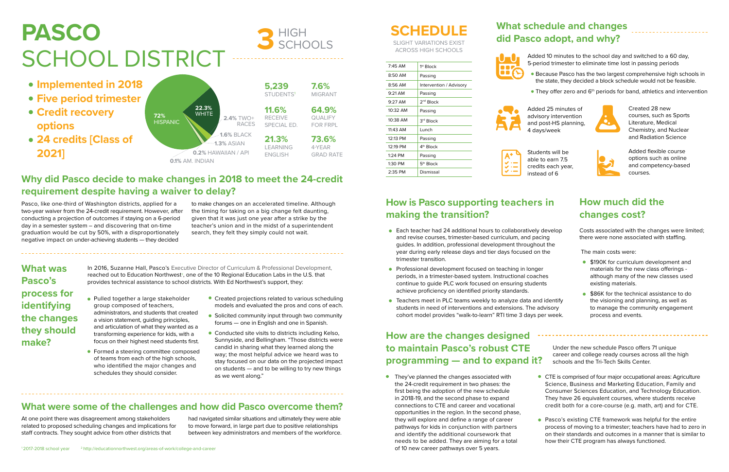# PASCO SCHOOL DISTRICT

**3** HIGH SCHOOLS

- **Implemented in 2018**
- **Five period trimester**
- **Credit recovery options**
- **24 credits [Class of 2021]**

72% HISPANIC
22.3% WHITE
2.4% TWO+ RACES
1.6% BLACK
1.3% ASIAN
0.2% HAWAIIAN / API
0.1% AM. INDIAN

| | |
|---|---|
| **5,239** STUDENTS[1] | **7.6%** MIGRANT |
| **11.6%** RECEIVE SPECIAL ED. | **64.9%** QUALIFY FOR FRPL |
| **21.3%** LEARNING ENGLISH | **73.6%** 4-YEAR GRAD RATE |

## Why did Pasco decide to make changes in 2018 to meet the 24-credit requirement despite having a waiver to delay?

Pasco, like one-third of Washington districts, applied for a two-year waiver from the 24-credit requirement. However, after conducting a projection of outcomes if staying on a 6-period day in a semester system — and discovering that on-time graduation would be cut by 50%, with a disproportionately negative impact on under-achieving students — they decided to make changes on an accelerated timeline. Although the timing for taking on a big change felt daunting, given that it was just one year after a strike by the teacher's union and in the midst of a superintendent search, they felt they simply could not wait.

## What was Pasco's process for identifying the changes they should make?

In 2016, Suzanne Hall, Pasco's Executive Director of Curriculum & Professional Development, reached out to Education Northwest[2], one of the 10 Regional Education Labs in the U.S. that provides technical assistance to school districts. With Ed Northwest's support, they:

- Pulled together a large stakeholder group composed of teachers, administrators, and students that created a vision statement, guiding principles, and articulation of what they wanted as a transforming experience for kids, with a focus on their highest need students first.
- Formed a steering committee composed of teams from each of the high schools, who identified the major changes and schedules they should consider.
- Created projections related to various scheduling models and evaluated the pros and cons of each.
- Solicited community input through two community forums — one in English and one in Spanish.
- Conducted site visits to districts including Kelso, Sunnyside, and Bellingham. "Those districts were candid in sharing what they learned along the way; the most helpful advice we heard was to stay focused on our data on the projected impact on students — and to be willing to try new things as we went along."

## What were some of the challenges and how did Pasco overcome them?

At one point there was disagreement among stakeholders related to proposed scheduling changes and implications for staff contracts. They sought advice from other districts that had navigated similar situations and ultimately they were able to move forward, in large part due to positive relationships between key administrators and members of the workforce.

[1] 2017-2018 school year [2] http://educationnorthwest.org/areas-of-work/college-and-career

## SCHEDULE

SLIGHT VARIATIONS EXIST ACROSS HIGH SCHOOLS

| | |
|---|---|
| 7:45 AM | 1st Block |
| 8:50 AM | Passing |
| 8:56 AM | Intervention / Advisory |
| 9:21 AM | Passing |
| 9:27 AM | 2nd Block |
| 10:32 AM | Passing |
| 10:38 AM | 3rd Block |
| 11:43 AM | Lunch |
| 12:13 PM | Passing |
| 12:19 PM | 4th Block |
| 1:24 PM | Passing |
| 1:30 PM | 5th Block |
| 2:35 PM | Dismissal |

## What schedule and changes did Pasco adopt, and why?

Added 10 minutes to the school day and switched to a 60 day, 5-period trimester to eliminate time lost in passing periods

- Because Pasco has the two largest comprehensive high schools in the state, they decided a block schedule would not be feasible.
- They offer zero and 6th periods for band, athletics and intervention

Added 25 minutes of advisory intervention and post-HS planning, 4 days/week

Created 28 new courses, such as Sports Literature, Medical Chemistry, and Nuclear and Radiation Science

Students will be able to earn 7.5 credits each year, instead of 6

Added flexible course options such as online and competency-based courses.

## How is Pasco supporting teachers in making the transition?

- Each teacher had 24 additional hours to collaboratively develop and revise courses, trimester-based curriculum, and pacing guides. In addition, professional development throughout the year during early release days and tier days focused on the trimester transition.
- Professional development focused on teaching in longer periods, in a trimester-based system. Instructional coaches continue to guide PLC work focused on ensuring students achieve proficiency on identified priority standards.
- Teachers meet in PLC teams weekly to analyze data and identify students in need of interventions and extensions. The advisory cohort model provides "walk-to-learn" RTI time 3 days per week.

## How much did the changes cost?

Costs associated with the changes were limited; there were none associated with staffing.

The main costs were:

- $190K for curriculum development and materials for the new class offerings - although many of the new classes used existing materials.
- $86K for the technical assistance to do the visioning and planning, as well as to manage the community engagement process and events.

## How are the changes designed to maintain Pasco's robust CTE programming — and to expand it?

- They've planned the changes associated with the 24-credit requirement in two phases: the first being the adoption of the new schedule in 2018-19, and the second phase to expand connections to CTE and career and vocational opportunities in the region. In the second phase, they will explore and define a range of career pathways for kids in conjunction with partners and identify the additional coursework that needs to be added. They are aiming for a total of 10 new career pathways over 5 years.

Under the new schedule Pasco offers 71 unique career and college ready courses across all the high schools and the Tri-Tech Skills Center.

- CTE is comprised of four major occupational areas: Agriculture Science, Business and Marketing Education, Family and Consumer Sciences Education, and Technology Education. They have 26 equivalent courses, where students receive credit both for a core-course (e.g. math, art) and for CTE.
- Pasco's existing CTE framework was helpful for the entire process of moving to a trimester; teachers have had to zero in on their standards and outcomes in a manner that is similar to how their CTE program has always functioned.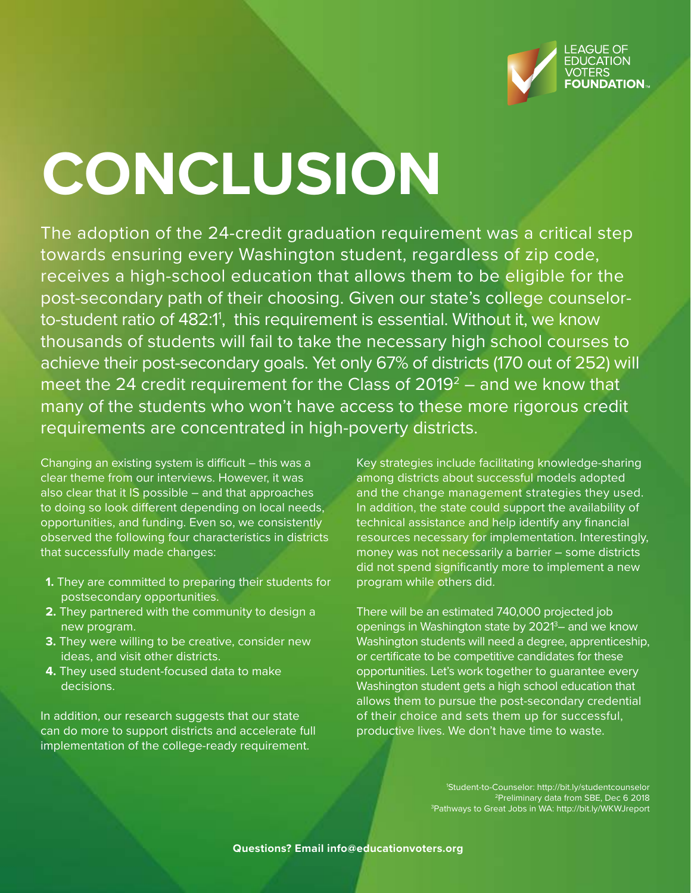# CONCLUSION

The adoption of the 24-credit graduation requirement was a critical step towards ensuring every Washington student, regardless of zip code, receives a high-school education that allows them to be eligible for the post-secondary path of their choosing. Given our state's college counselor-to-student ratio of 482:1[1], this requirement is essential. Without it, we know thousands of students will fail to take the necessary high school courses to achieve their post-secondary goals. Yet only 67% of districts (170 out of 252) will meet the 24 credit requirement for the Class of 2019[2] – and we know that many of the students who won't have access to these more rigorous credit requirements are concentrated in high-poverty districts.

Changing an existing system is difficult – this was a clear theme from our interviews. However, it was also clear that it IS possible – and that approaches to doing so look different depending on local needs, opportunities, and funding. Even so, we consistently observed the following four characteristics in districts that successfully made changes:

1. They are committed to preparing their students for postsecondary opportunities.
2. They partnered with the community to design a new program.
3. They were willing to be creative, consider new ideas, and visit other districts.
4. They used student-focused data to make decisions.

In addition, our research suggests that our state can do more to support districts and accelerate full implementation of the college-ready requirement.

Key strategies include facilitating knowledge-sharing among districts about successful models adopted and the change management strategies they used. In addition, the state could support the availability of technical assistance and help identify any financial resources necessary for implementation. Interestingly, money was not necessarily a barrier – some districts did not spend significantly more to implement a new program while others did.

There will be an estimated 740,000 projected job openings in Washington state by 2021[3]– and we know Washington students will need a degree, apprenticeship, or certificate to be competitive candidates for these opportunities. Let's work together to guarantee every Washington student gets a high school education that allows them to pursue the post-secondary credential of their choice and sets them up for successful, productive lives. We don't have time to waste.

[1]Student-to-Counselor: http://bit.ly/studentcounselor
[2]Preliminary data from SBE, Dec 6 2018
[3]Pathways to Great Jobs in WA: http://bit.ly/WKWJreport

**Questions? Email info@educationvoters.org**